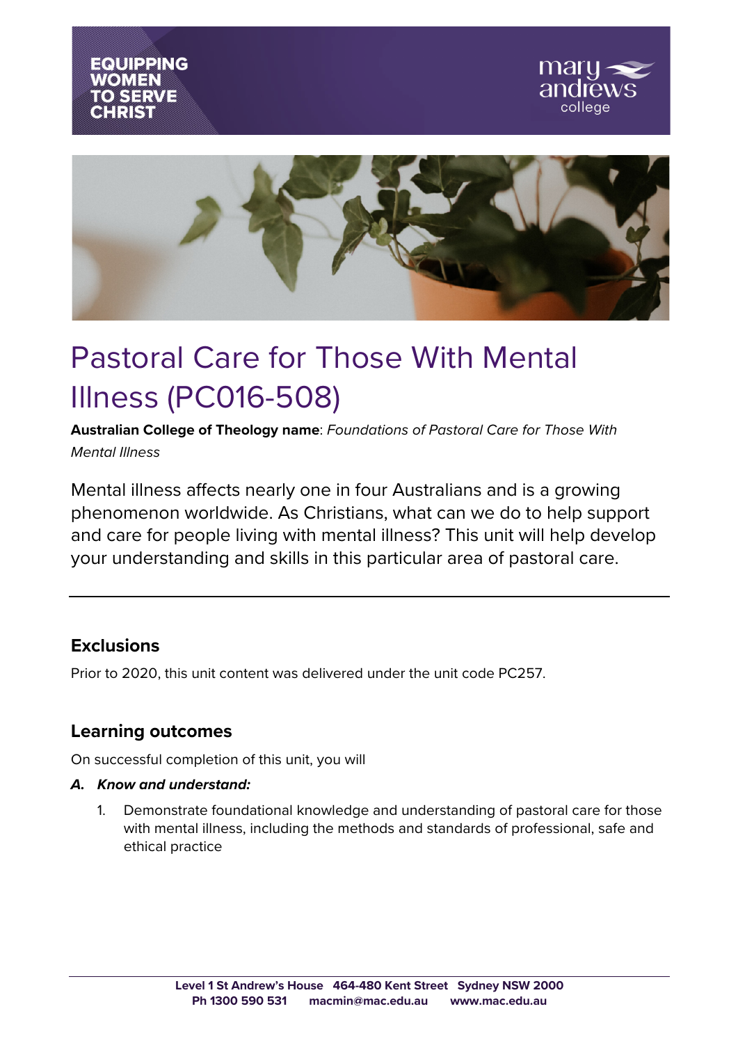EQUIPPING WOMEN TO SERVE CHRIST

# Pastoral Care for Those With Mental Illness (PC016-508)

**Australian College of Theology name**: *Foundations of Pastoral Care for Those With Mental Illness*

Mental illness affects nearly one in four Australians and is a growing phenomenon worldwide. As Christians, what can we do to help support and care for people living with mental illness? This unit will help develop your understanding and skills in this particular area of pastoral care.

---

## Exclusions

Prior to 2020, this unit content was delivered under the unit code PC257.

## Learning outcomes

On successful completion of this unit, you will

***A. Know and understand:***

1. Demonstrate foundational knowledge and understanding of pastoral care for those with mental illness, including the methods and standards of professional, safe and ethical practice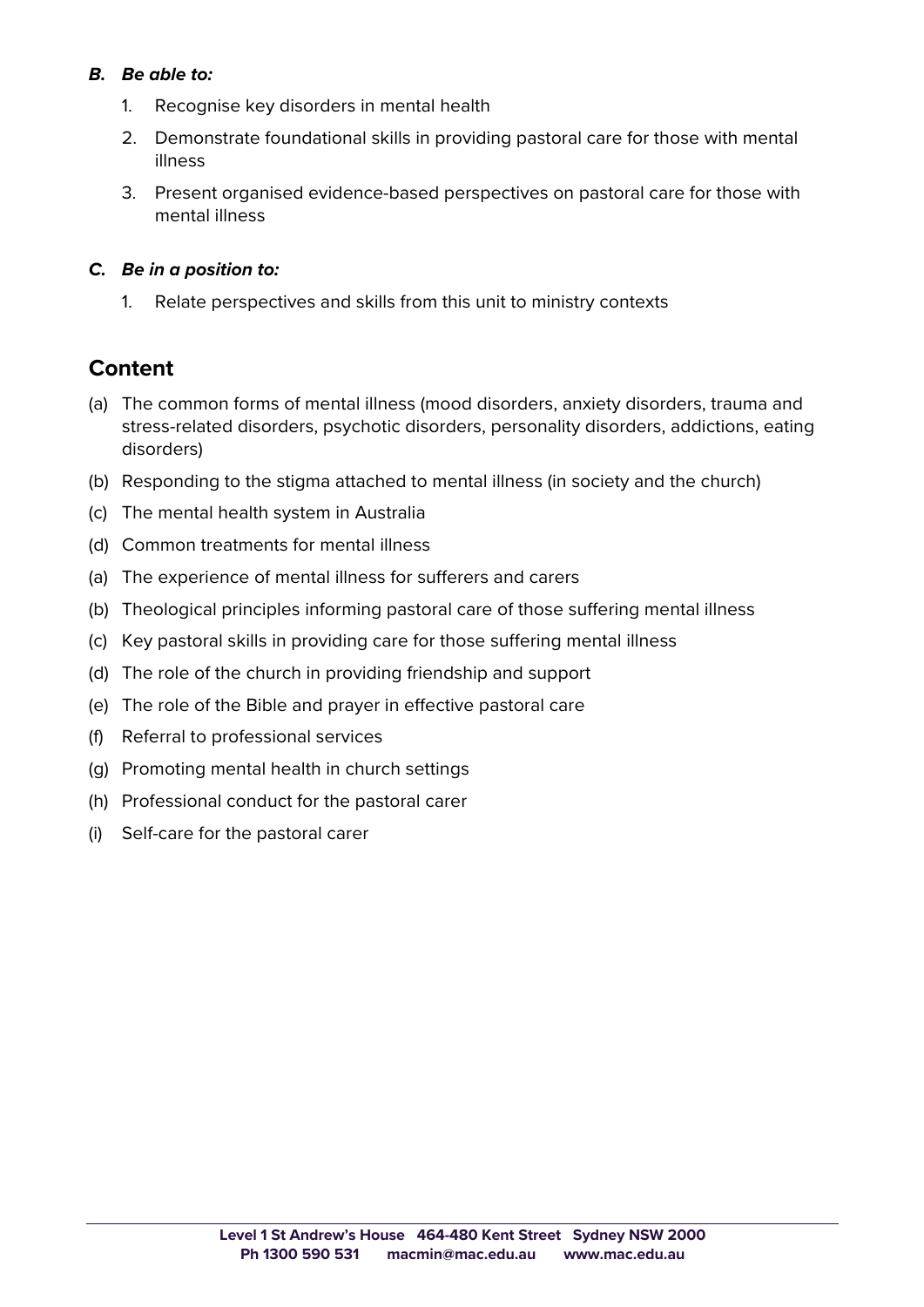***B. Be able to:***

1. Recognise key disorders in mental health
2. Demonstrate foundational skills in providing pastoral care for those with mental illness
3. Present organised evidence-based perspectives on pastoral care for those with mental illness

***C. Be in a position to:***

1. Relate perspectives and skills from this unit to ministry contexts

## Content

(a) The common forms of mental illness (mood disorders, anxiety disorders, trauma and stress-related disorders, psychotic disorders, personality disorders, addictions, eating disorders)

(b) Responding to the stigma attached to mental illness (in society and the church)

(c) The mental health system in Australia

(d) Common treatments for mental illness

(a) The experience of mental illness for sufferers and carers

(b) Theological principles informing pastoral care of those suffering mental illness

(c) Key pastoral skills in providing care for those suffering mental illness

(d) The role of the church in providing friendship and support

(e) The role of the Bible and prayer in effective pastoral care

(f) Referral to professional services

(g) Promoting mental health in church settings

(h) Professional conduct for the pastoral carer

(i) Self-care for the pastoral carer